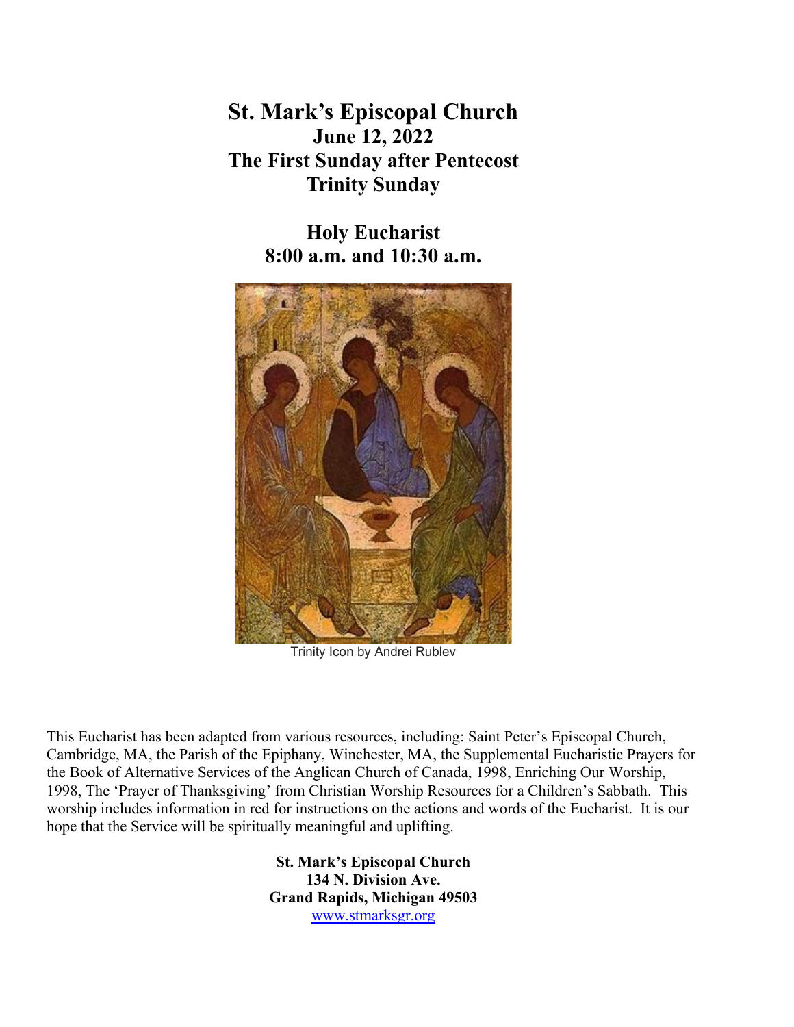# St. Mark's Episcopal Church

## June 12, 2022

## The First Sunday after Pentecost

## Trinity Sunday

## Holy Eucharist

## 8:00 a.m. and 10:30 a.m.

Trinity Icon by Andrei Rublev

This Eucharist has been adapted from various resources, including: Saint Peter's Episcopal Church, Cambridge, MA, the Parish of the Epiphany, Winchester, MA, the Supplemental Eucharistic Prayers for the Book of Alternative Services of the Anglican Church of Canada, 1998, Enriching Our Worship, 1998, The 'Prayer of Thanksgiving' from Christian Worship Resources for a Children's Sabbath. This worship includes information in red for instructions on the actions and words of the Eucharist. It is our hope that the Service will be spiritually meaningful and uplifting.

**St. Mark's Episcopal Church**
**134 N. Division Ave.**
**Grand Rapids, Michigan 49503**
www.stmarksgr.org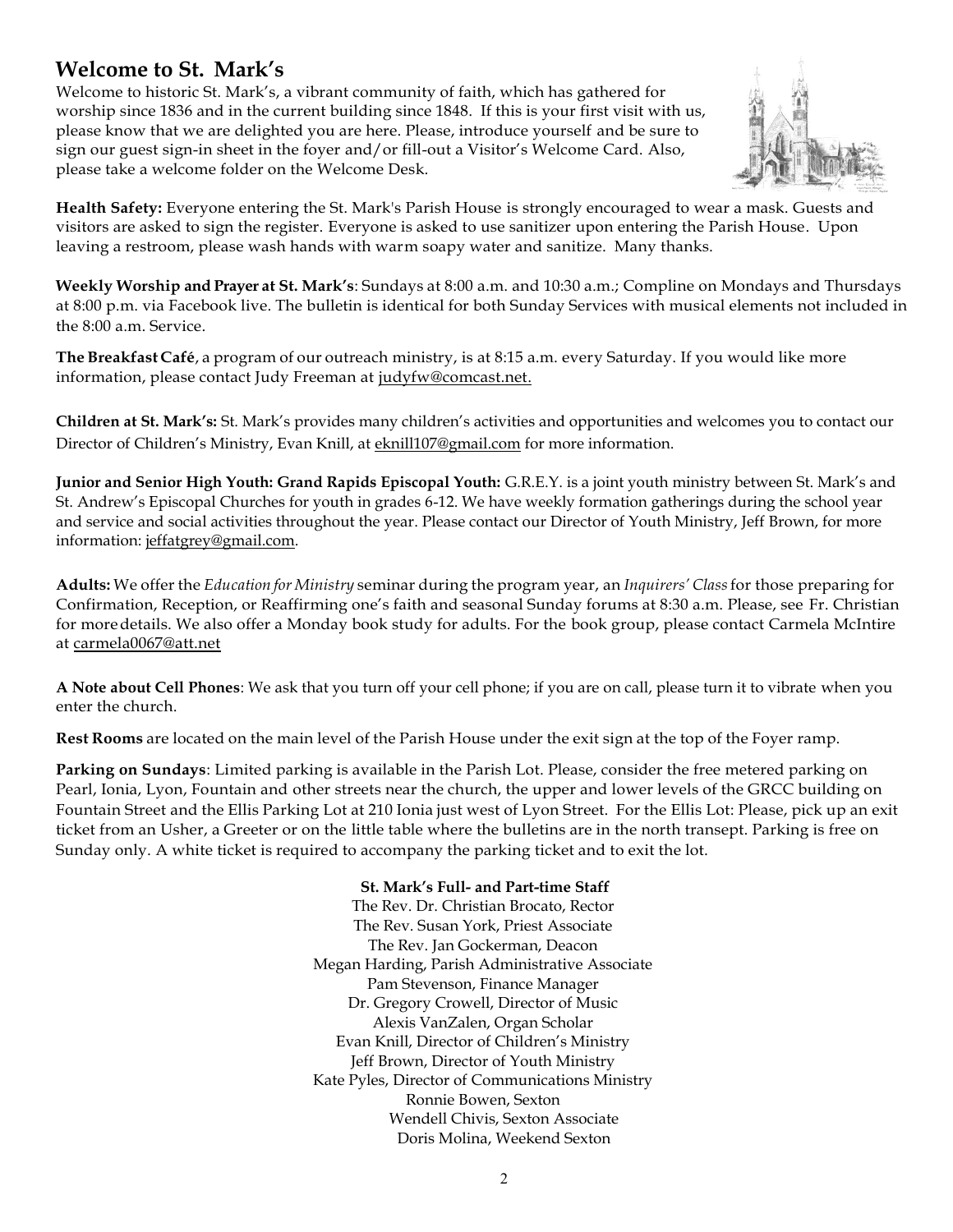## Welcome to St. Mark's

Welcome to historic St. Mark's, a vibrant community of faith, which has gathered for worship since 1836 and in the current building since 1848. If this is your first visit with us, please know that we are delighted you are here. Please, introduce yourself and be sure to sign our guest sign-in sheet in the foyer and/or fill-out a Visitor's Welcome Card. Also, please take a welcome folder on the Welcome Desk.

**Health Safety:** Everyone entering the St. Mark's Parish House is strongly encouraged to wear a mask. Guests and visitors are asked to sign the register. Everyone is asked to use sanitizer upon entering the Parish House. Upon leaving a restroom, please wash hands with warm soapy water and sanitize. Many thanks.

**Weekly Worship and Prayer at St. Mark's**: Sundays at 8:00 a.m. and 10:30 a.m.; Compline on Mondays and Thursdays at 8:00 p.m. via Facebook live. The bulletin is identical for both Sunday Services with musical elements not included in the 8:00 a.m. Service.

**The Breakfast Café**, a program of our outreach ministry, is at 8:15 a.m. every Saturday. If you would like more information, please contact Judy Freeman at judyfw@comcast.net.

**Children at St. Mark's:** St. Mark's provides many children's activities and opportunities and welcomes you to contact our Director of Children's Ministry, Evan Knill, at eknill107@gmail.com for more information.

**Junior and Senior High Youth: Grand Rapids Episcopal Youth:** G.R.E.Y. is a joint youth ministry between St. Mark's and St. Andrew's Episcopal Churches for youth in grades 6-12. We have weekly formation gatherings during the school year and service and social activities throughout the year. Please contact our Director of Youth Ministry, Jeff Brown, for more information: jeffatgrey@gmail.com.

**Adults:** We offer the *Education for Ministry* seminar during the program year, an *Inquirers' Class* for those preparing for Confirmation, Reception, or Reaffirming one's faith and seasonal Sunday forums at 8:30 a.m. Please, see Fr. Christian for more details. We also offer a Monday book study for adults. For the book group, please contact Carmela McIntire at carmela0067@att.net

**A Note about Cell Phones**: We ask that you turn off your cell phone; if you are on call, please turn it to vibrate when you enter the church.

**Rest Rooms** are located on the main level of the Parish House under the exit sign at the top of the Foyer ramp.

**Parking on Sundays**: Limited parking is available in the Parish Lot. Please, consider the free metered parking on Pearl, Ionia, Lyon, Fountain and other streets near the church, the upper and lower levels of the GRCC building on Fountain Street and the Ellis Parking Lot at 210 Ionia just west of Lyon Street. For the Ellis Lot: Please, pick up an exit ticket from an Usher, a Greeter or on the little table where the bulletins are in the north transept. Parking is free on Sunday only. A white ticket is required to accompany the parking ticket and to exit the lot.

**St. Mark's Full- and Part-time Staff**

The Rev. Dr. Christian Brocato, Rector
The Rev. Susan York, Priest Associate
The Rev. Jan Gockerman, Deacon
Megan Harding, Parish Administrative Associate
Pam Stevenson, Finance Manager
Dr. Gregory Crowell, Director of Music
Alexis VanZalen, Organ Scholar
Evan Knill, Director of Children's Ministry
Jeff Brown, Director of Youth Ministry
Kate Pyles, Director of Communications Ministry
Ronnie Bowen, Sexton
Wendell Chivis, Sexton Associate
Doris Molina, Weekend Sexton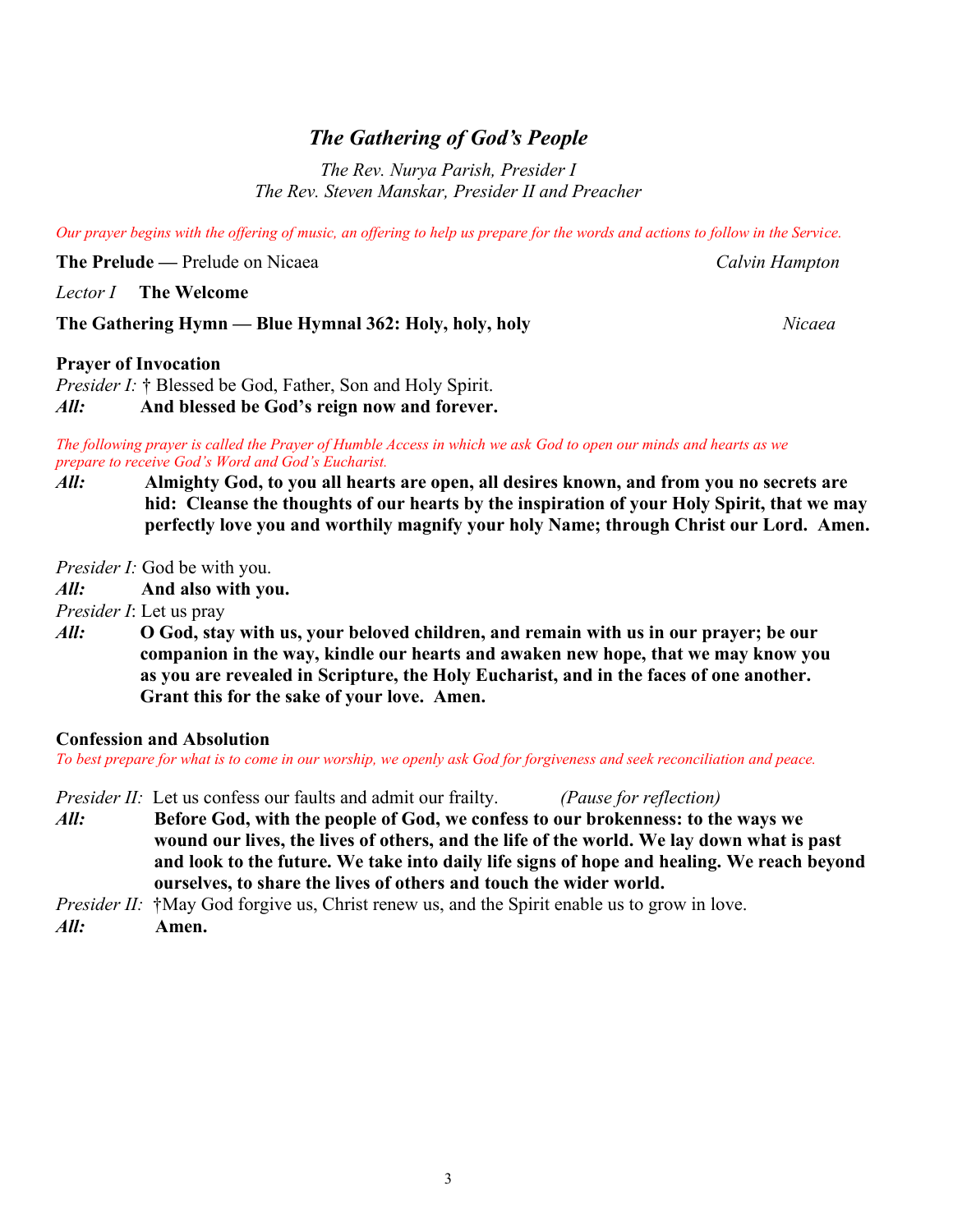## *The Gathering of God's People*

*The Rev. Nurya Parish, Presider I*
*The Rev. Steven Manskar, Presider II and Preacher*

*Our prayer begins with the offering of music, an offering to help us prepare for the words and actions to follow in the Service.*

**The Prelude —** Prelude on Nicaea *Calvin Hampton*

*Lector I* **The Welcome**

**The Gathering Hymn — Blue Hymnal 362: Holy, holy, holy** *Nicaea*

**Prayer of Invocation**

*Presider I:* † Blessed be God, Father, Son and Holy Spirit.
***All:*** **And blessed be God's reign now and forever.**

*The following prayer is called the Prayer of Humble Access in which we ask God to open our minds and hearts as we prepare to receive God's Word and God's Eucharist.*

***All:*** **Almighty God, to you all hearts are open, all desires known, and from you no secrets are hid: Cleanse the thoughts of our hearts by the inspiration of your Holy Spirit, that we may perfectly love you and worthily magnify your holy Name; through Christ our Lord. Amen.**

*Presider I:* God be with you.
***All:*** **And also with you.**
*Presider I*: Let us pray
***All:*** **O God, stay with us, your beloved children, and remain with us in our prayer; be our companion in the way, kindle our hearts and awaken new hope, that we may know you as you are revealed in Scripture, the Holy Eucharist, and in the faces of one another. Grant this for the sake of your love. Amen.**

**Confession and Absolution**

*To best prepare for what is to come in our worship, we openly ask God for forgiveness and seek reconciliation and peace.*

*Presider II:* Let us confess our faults and admit our frailty. *(Pause for reflection)*
***All:*** **Before God, with the people of God, we confess to our brokenness: to the ways we wound our lives, the lives of others, and the life of the world. We lay down what is past and look to the future. We take into daily life signs of hope and healing. We reach beyond ourselves, to share the lives of others and touch the wider world.**
*Presider II:* †May God forgive us, Christ renew us, and the Spirit enable us to grow in love.
***All:*** **Amen.**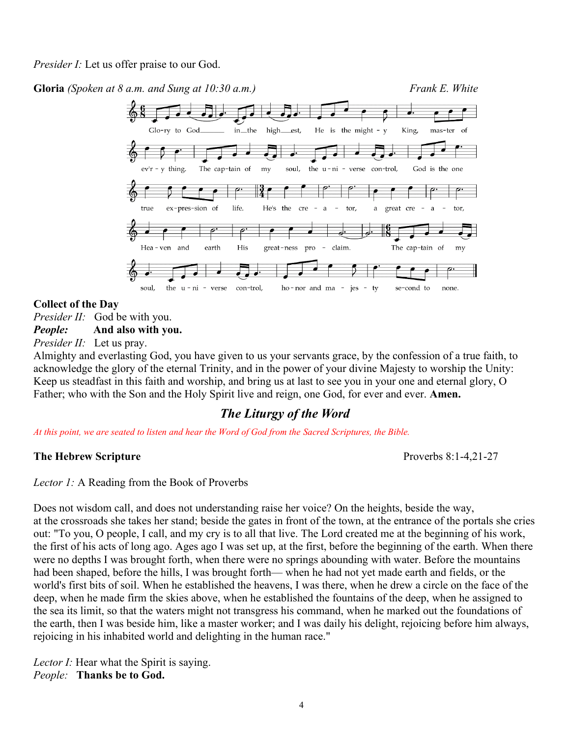*Presider I:* Let us offer praise to our God.

**Gloria** *(Spoken at 8 a.m. and Sung at 10:30 a.m.)* *Frank E. White*

Glo-ry to God in the high-est, He is the might-y King, mas-ter of ev'r-y thing. The cap-tain of my soul, the u-ni-verse con-trol, God is the one true ex-pres-sion of life. He's the cre-a-tor, a great cre-a-tor, Hea-ven and earth His great-ness pro-claim. The cap-tain of my soul, the u-ni-verse con-trol, ho-nor and ma-jes-ty se-cond to none.

**Collect of the Day**

*Presider II:* God be with you.
***People:*** **And also with you.**
*Presider II:* Let us pray.

Almighty and everlasting God, you have given to us your servants grace, by the confession of a true faith, to acknowledge the glory of the eternal Trinity, and in the power of your divine Majesty to worship the Unity: Keep us steadfast in this faith and worship, and bring us at last to see you in your one and eternal glory, O Father; who with the Son and the Holy Spirit live and reign, one God, for ever and ever. **Amen.**

## *The Liturgy of the Word*

*At this point, we are seated to listen and hear the Word of God from the Sacred Scriptures, the Bible.*

**The Hebrew Scripture** Proverbs 8:1-4,21-27

*Lector 1:* A Reading from the Book of Proverbs

Does not wisdom call, and does not understanding raise her voice? On the heights, beside the way, at the crossroads she takes her stand; beside the gates in front of the town, at the entrance of the portals she cries out: "To you, O people, I call, and my cry is to all that live. The Lord created me at the beginning of his work, the first of his acts of long ago. Ages ago I was set up, at the first, before the beginning of the earth. When there were no depths I was brought forth, when there were no springs abounding with water. Before the mountains had been shaped, before the hills, I was brought forth— when he had not yet made earth and fields, or the world's first bits of soil. When he established the heavens, I was there, when he drew a circle on the face of the deep, when he made firm the skies above, when he established the fountains of the deep, when he assigned to the sea its limit, so that the waters might not transgress his command, when he marked out the foundations of the earth, then I was beside him, like a master worker; and I was daily his delight, rejoicing before him always, rejoicing in his inhabited world and delighting in the human race."

*Lector I:* Hear what the Spirit is saying.
*People:* **Thanks be to God.**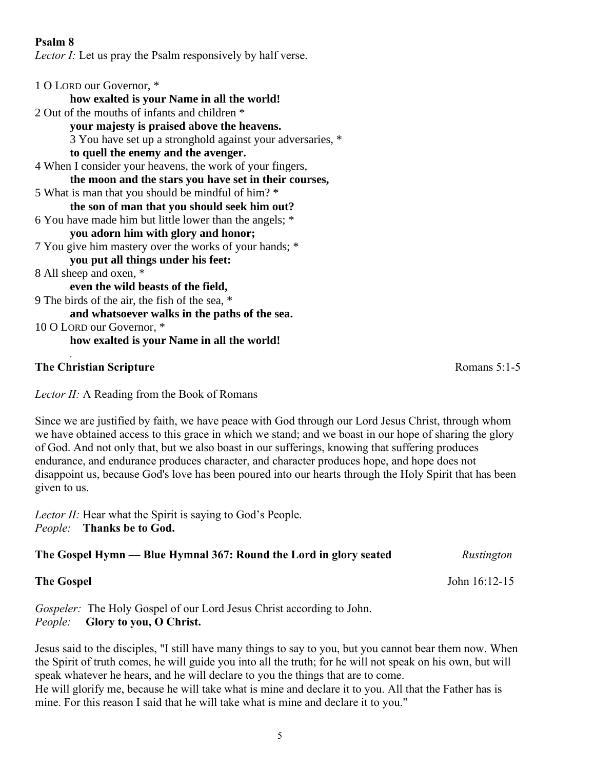**Psalm 8**

*Lector I:* Let us pray the Psalm responsively by half verse.

1 O LORD our Governor, *
**how exalted is your Name in all the world!**
2 Out of the mouths of infants and children *
**your majesty is praised above the heavens.**
3 You have set up a stronghold against your adversaries, *
**to quell the enemy and the avenger.**
4 When I consider your heavens, the work of your fingers,
**the moon and the stars you have set in their courses,**
5 What is man that you should be mindful of him? *
**the son of man that you should seek him out?**
6 You have made him but little lower than the angels; *
**you adorn him with glory and honor;**
7 You give him mastery over the works of your hands; *
**you put all things under his feet:**
8 All sheep and oxen, *
**even the wild beasts of the field,**
9 The birds of the air, the fish of the sea, *
**and whatsoever walks in the paths of the sea.**
10 O LORD our Governor, *
**how exalted is your Name in all the world!**

**The Christian Scripture** Romans 5:1-5

*Lector II:* A Reading from the Book of Romans

Since we are justified by faith, we have peace with God through our Lord Jesus Christ, through whom we have obtained access to this grace in which we stand; and we boast in our hope of sharing the glory of God. And not only that, but we also boast in our sufferings, knowing that suffering produces endurance, and endurance produces character, and character produces hope, and hope does not disappoint us, because God's love has been poured into our hearts through the Holy Spirit that has been given to us.

*Lector II:* Hear what the Spirit is saying to God's People.
*People:* **Thanks be to God.**

**The Gospel Hymn — Blue Hymnal 367: Round the Lord in glory seated** *Rustington*

**The Gospel** John 16:12-15

*Gospeler:* The Holy Gospel of our Lord Jesus Christ according to John.
*People:* **Glory to you, O Christ.**

Jesus said to the disciples, "I still have many things to say to you, but you cannot bear them now. When the Spirit of truth comes, he will guide you into all the truth; for he will not speak on his own, but will speak whatever he hears, and he will declare to you the things that are to come.
He will glorify me, because he will take what is mine and declare it to you. All that the Father has is mine. For this reason I said that he will take what is mine and declare it to you."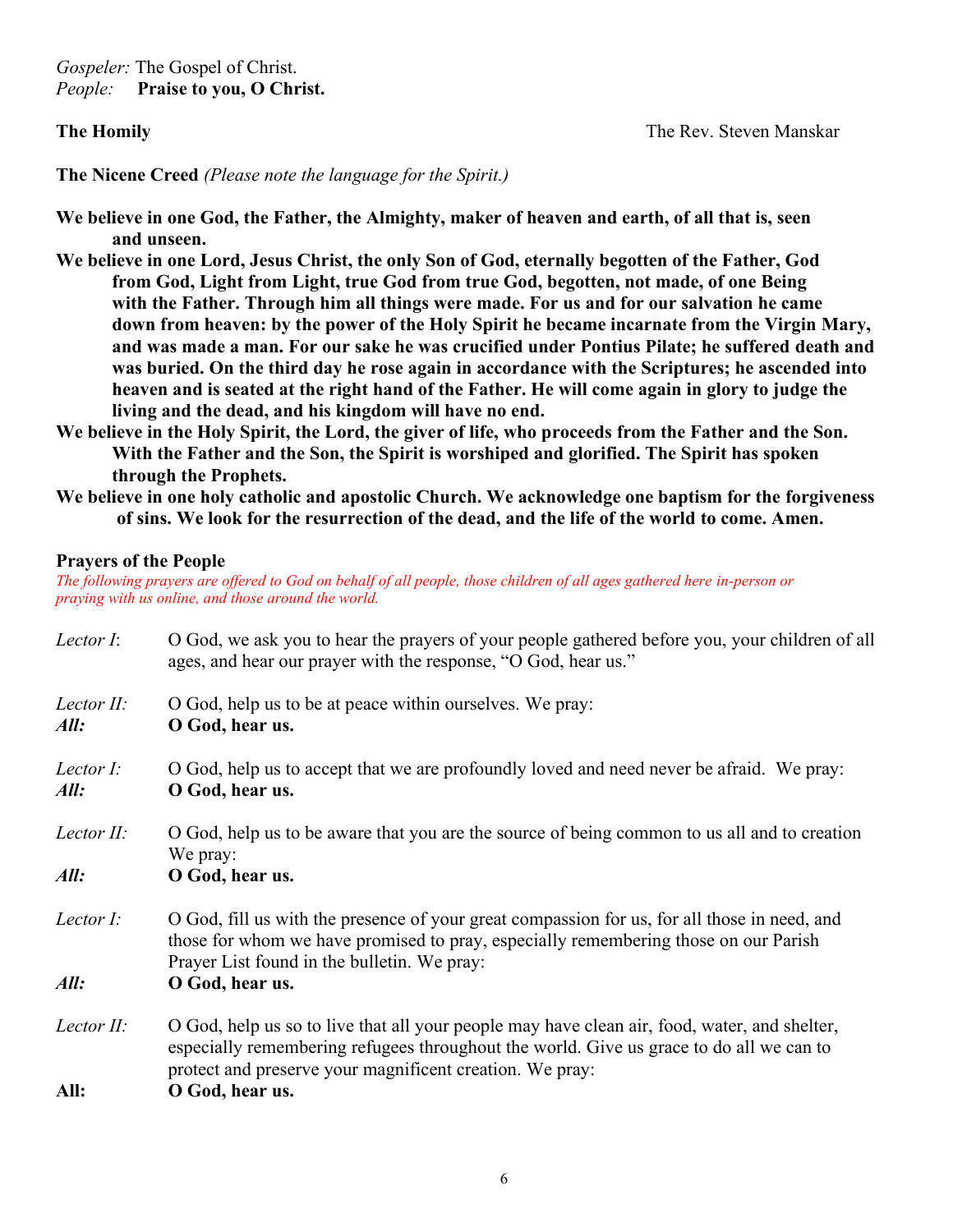*Gospeler:* The Gospel of Christ.
*People:* **Praise to you, O Christ.**

**The Homily** The Rev. Steven Manskar

**The Nicene Creed** *(Please note the language for the Spirit.)*

**We believe in one God, the Father, the Almighty, maker of heaven and earth, of all that is, seen and unseen.**

**We believe in one Lord, Jesus Christ, the only Son of God, eternally begotten of the Father, God from God, Light from Light, true God from true God, begotten, not made, of one Being with the Father. Through him all things were made. For us and for our salvation he came down from heaven: by the power of the Holy Spirit he became incarnate from the Virgin Mary, and was made a man. For our sake he was crucified under Pontius Pilate; he suffered death and was buried. On the third day he rose again in accordance with the Scriptures; he ascended into heaven and is seated at the right hand of the Father. He will come again in glory to judge the living and the dead, and his kingdom will have no end.**

**We believe in the Holy Spirit, the Lord, the giver of life, who proceeds from the Father and the Son. With the Father and the Son, the Spirit is worshiped and glorified. The Spirit has spoken through the Prophets.**

**We believe in one holy catholic and apostolic Church. We acknowledge one baptism for the forgiveness of sins. We look for the resurrection of the dead, and the life of the world to come. Amen.**

**Prayers of the People**

*The following prayers are offered to God on behalf of all people, those children of all ages gathered here in-person or praying with us online, and those around the world.*

*Lector I*: O God, we ask you to hear the prayers of your people gathered before you, your children of all ages, and hear our prayer with the response, "O God, hear us."

*Lector II:* O God, help us to be at peace within ourselves. We pray:
***All:*** **O God, hear us.**

*Lector I:* O God, help us to accept that we are profoundly loved and need never be afraid. We pray:
***All:*** **O God, hear us.**

*Lector II:* O God, help us to be aware that you are the source of being common to us all and to creation We pray:
***All:*** **O God, hear us.**

*Lector I:* O God, fill us with the presence of your great compassion for us, for all those in need, and those for whom we have promised to pray, especially remembering those on our Parish Prayer List found in the bulletin. We pray:
***All:*** **O God, hear us.**

*Lector II:* O God, help us so to live that all your people may have clean air, food, water, and shelter, especially remembering refugees throughout the world. Give us grace to do all we can to protect and preserve your magnificent creation. We pray:
**All:** **O God, hear us.**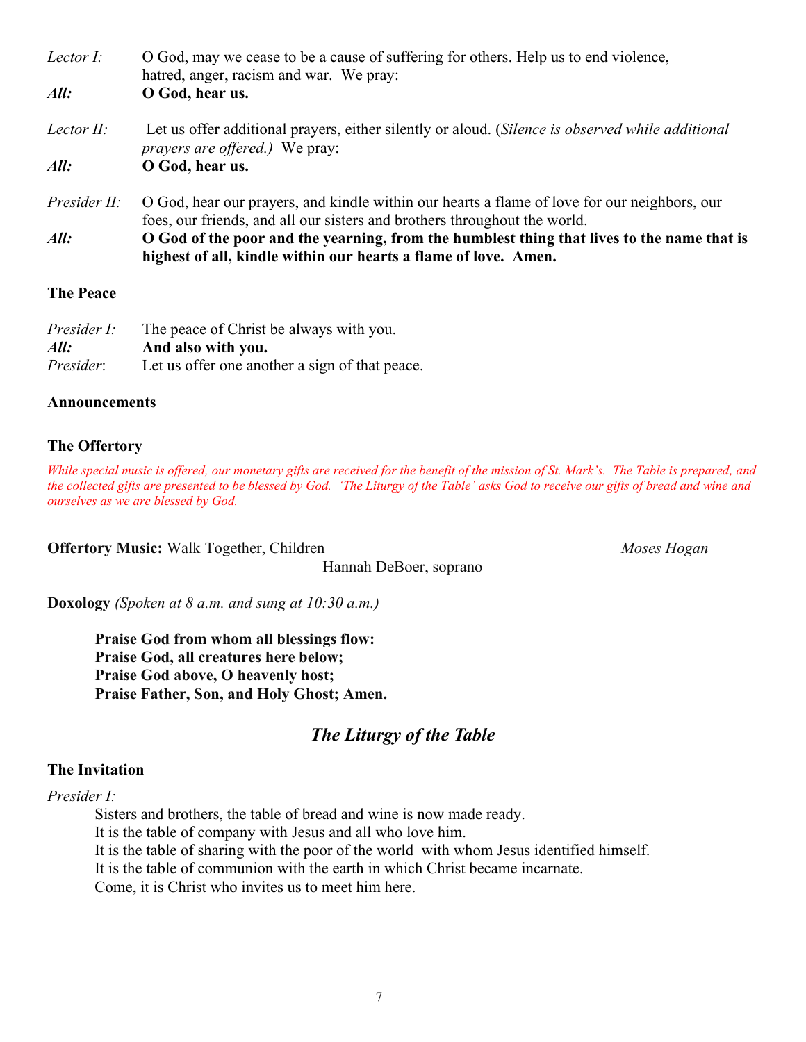*Lector I:* O God, may we cease to be a cause of suffering for others. Help us to end violence, hatred, anger, racism and war. We pray:

***All:*** **O God, hear us.**

*Lector II:* Let us offer additional prayers, either silently or aloud. (*Silence is observed while additional prayers are offered.)* We pray:

***All:*** **O God, hear us.**

*Presider II:* O God, hear our prayers, and kindle within our hearts a flame of love for our neighbors, our foes, our friends, and all our sisters and brothers throughout the world.

***All:*** **O God of the poor and the yearning, from the humblest thing that lives to the name that is highest of all, kindle within our hearts a flame of love. Amen.**

**The Peace**

*Presider I:* The peace of Christ be always with you.
***All:*** **And also with you.**
*Presider*: Let us offer one another a sign of that peace.

**Announcements**

**The Offertory**

*While special music is offered, our monetary gifts are received for the benefit of the mission of St. Mark's. The Table is prepared, and the collected gifts are presented to be blessed by God. 'The Liturgy of the Table' asks God to receive our gifts of bread and wine and ourselves as we are blessed by God.*

**Offertory Music:** Walk Together, Children *Moses Hogan*
Hannah DeBoer, soprano

**Doxology** *(Spoken at 8 a.m. and sung at 10:30 a.m.)*

**Praise God from whom all blessings flow:**
**Praise God, all creatures here below;**
**Praise God above, O heavenly host;**
**Praise Father, Son, and Holy Ghost; Amen.**

## *The Liturgy of the Table*

**The Invitation**

*Presider I:*

Sisters and brothers, the table of bread and wine is now made ready.
It is the table of company with Jesus and all who love him.
It is the table of sharing with the poor of the world with whom Jesus identified himself.
It is the table of communion with the earth in which Christ became incarnate.
Come, it is Christ who invites us to meet him here.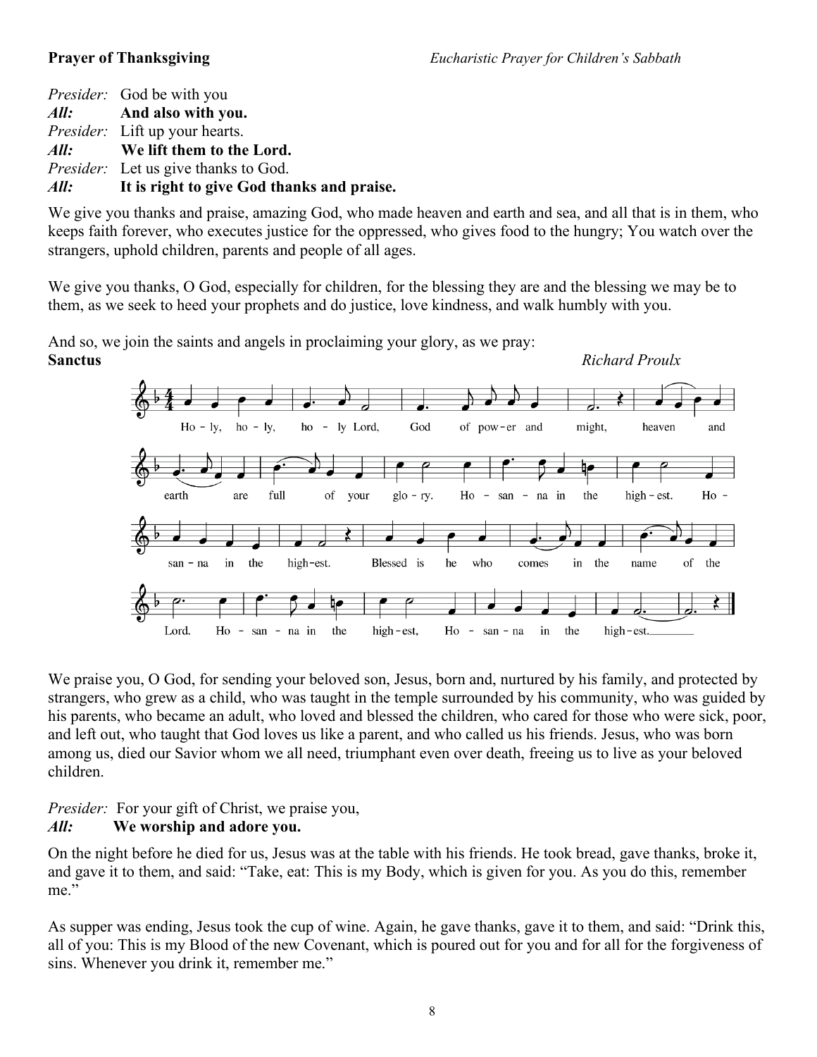**Prayer of Thanksgiving** *Eucharistic Prayer for Children's Sabbath*

*Presider:* God be with you
***All:*** **And also with you.**
*Presider:* Lift up your hearts.
***All:*** **We lift them to the Lord.**
*Presider:* Let us give thanks to God.
***All:*** **It is right to give God thanks and praise.**

We give you thanks and praise, amazing God, who made heaven and earth and sea, and all that is in them, who keeps faith forever, who executes justice for the oppressed, who gives food to the hungry; You watch over the strangers, uphold children, parents and people of all ages.

We give you thanks, O God, especially for children, for the blessing they are and the blessing we may be to them, as we seek to heed your prophets and do justice, love kindness, and walk humbly with you.

And so, we join the saints and angels in proclaiming your glory, as we pray:

**Sanctus** *Richard Proulx*

Holy, holy, holy Lord, God of power and might, heaven and earth are full of your glory. Hosanna in the highest. Hosanna in the highest. Blessed is he who comes in the name of the Lord. Hosanna in the highest, Hosanna in the highest.

We praise you, O God, for sending your beloved son, Jesus, born and, nurtured by his family, and protected by strangers, who grew as a child, who was taught in the temple surrounded by his community, who was guided by his parents, who became an adult, who loved and blessed the children, who cared for those who were sick, poor, and left out, who taught that God loves us like a parent, and who called us his friends. Jesus, who was born among us, died our Savior whom we all need, triumphant even over death, freeing us to live as your beloved children.

*Presider:* For your gift of Christ, we praise you,
***All:*** **We worship and adore you.**

On the night before he died for us, Jesus was at the table with his friends. He took bread, gave thanks, broke it, and gave it to them, and said: "Take, eat: This is my Body, which is given for you. As you do this, remember me."

As supper was ending, Jesus took the cup of wine. Again, he gave thanks, gave it to them, and said: "Drink this, all of you: This is my Blood of the new Covenant, which is poured out for you and for all for the forgiveness of sins. Whenever you drink it, remember me."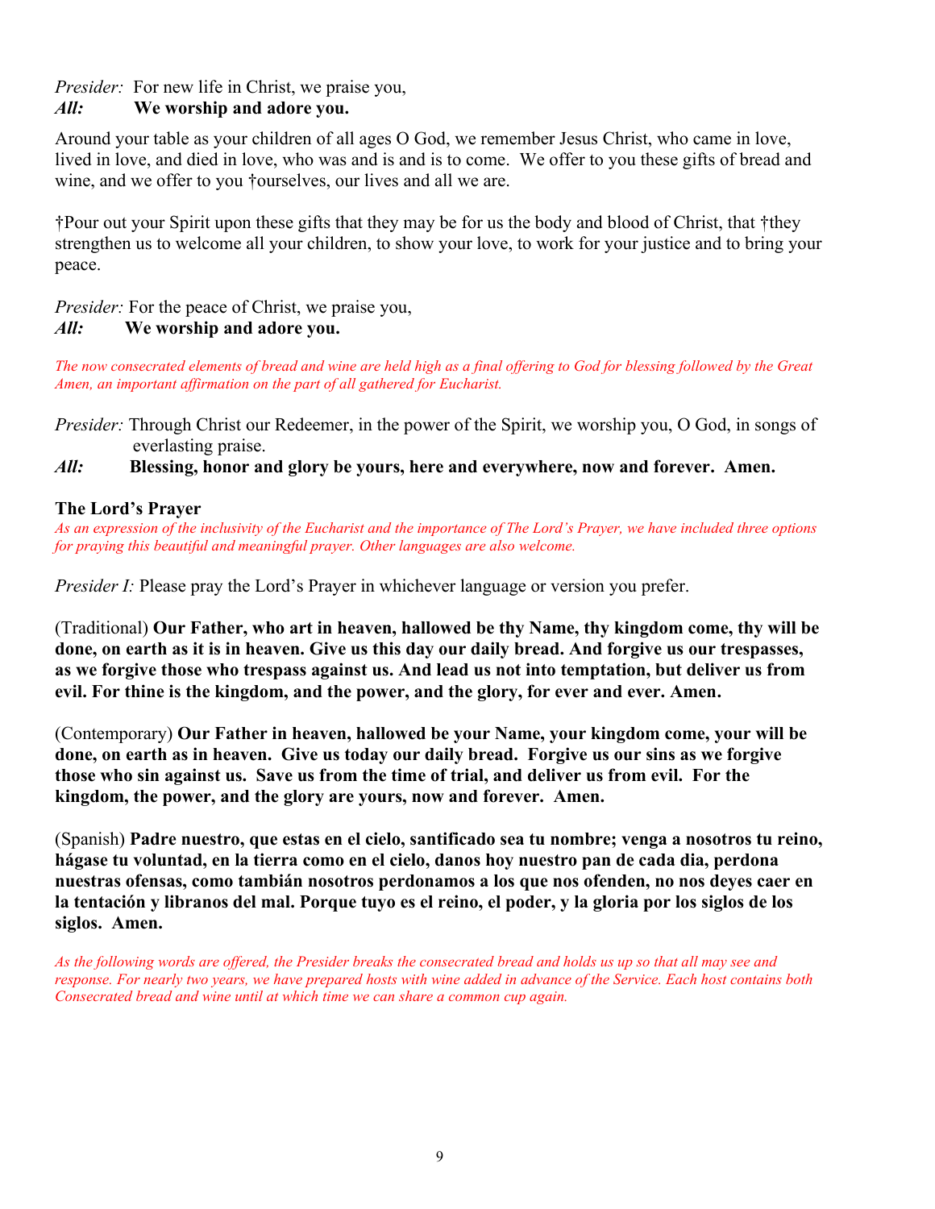*Presider:* For new life in Christ, we praise you,
***All:*** **We worship and adore you.**

Around your table as your children of all ages O God, we remember Jesus Christ, who came in love, lived in love, and died in love, who was and is and is to come. We offer to you these gifts of bread and wine, and we offer to you †ourselves, our lives and all we are.

†Pour out your Spirit upon these gifts that they may be for us the body and blood of Christ, that †they strengthen us to welcome all your children, to show your love, to work for your justice and to bring your peace.

*Presider:* For the peace of Christ, we praise you,
***All:*** **We worship and adore you.**

*The now consecrated elements of bread and wine are held high as a final offering to God for blessing followed by the Great Amen, an important affirmation on the part of all gathered for Eucharist.*

*Presider:* Through Christ our Redeemer, in the power of the Spirit, we worship you, O God, in songs of everlasting praise.
***All:*** **Blessing, honor and glory be yours, here and everywhere, now and forever. Amen.**

**The Lord's Prayer**
*As an expression of the inclusivity of the Eucharist and the importance of The Lord's Prayer, we have included three options for praying this beautiful and meaningful prayer. Other languages are also welcome.*

*Presider I:* Please pray the Lord's Prayer in whichever language or version you prefer.

(Traditional) **Our Father, who art in heaven, hallowed be thy Name, thy kingdom come, thy will be done, on earth as it is in heaven. Give us this day our daily bread. And forgive us our trespasses, as we forgive those who trespass against us. And lead us not into temptation, but deliver us from evil. For thine is the kingdom, and the power, and the glory, for ever and ever. Amen.**

(Contemporary) **Our Father in heaven, hallowed be your Name, your kingdom come, your will be done, on earth as in heaven. Give us today our daily bread. Forgive us our sins as we forgive those who sin against us. Save us from the time of trial, and deliver us from evil. For the kingdom, the power, and the glory are yours, now and forever. Amen.**

(Spanish) **Padre nuestro, que estas en el cielo, santificado sea tu nombre; venga a nosotros tu reino, hágase tu voluntad, en la tierra como en el cielo, danos hoy nuestro pan de cada dia, perdona nuestras ofensas, como tambián nosotros perdonamos a los que nos ofenden, no nos deyes caer en la tentación y libranos del mal. Porque tuyo es el reino, el poder, y la gloria por los siglos de los siglos. Amen.**

*As the following words are offered, the Presider breaks the consecrated bread and holds us up so that all may see and response. For nearly two years, we have prepared hosts with wine added in advance of the Service. Each host contains both Consecrated bread and wine until at which time we can share a common cup again.*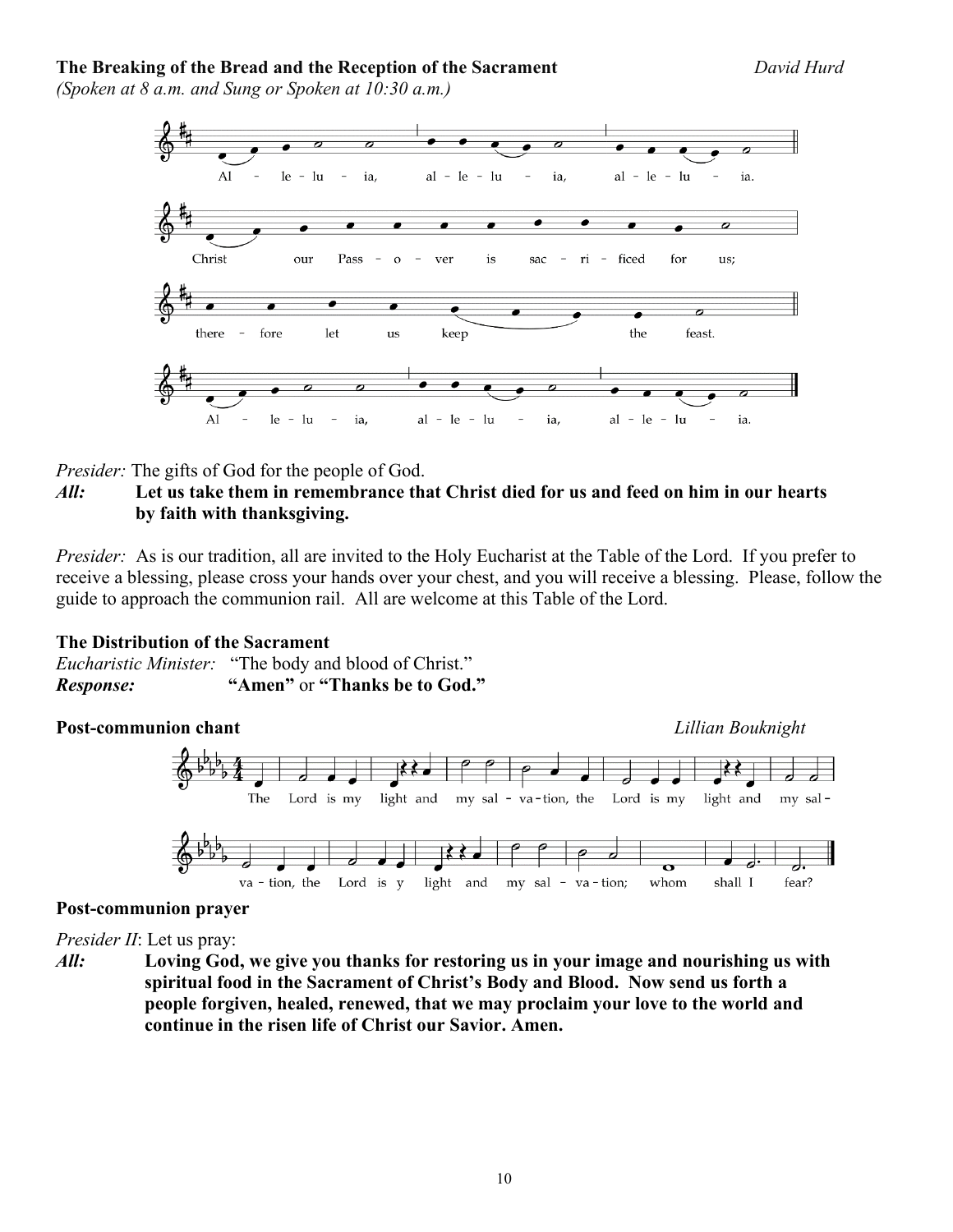**The Breaking of the Bread and the Reception of the Sacrament** *David Hurd*

*(Spoken at 8 a.m. and Sung or Spoken at 10:30 a.m.)*

Al - le - lu - ia, al - le - lu - ia, al - le - lu - ia.

Christ our Pass - o - ver is sac - ri - ficed for us;

there - fore let us keep the feast.

Al - le - lu - ia, al - le - lu - ia, al - le - lu - ia.

*Presider:* The gifts of God for the people of God.

***All:*** **Let us take them in remembrance that Christ died for us and feed on him in our hearts by faith with thanksgiving.**

*Presider:* As is our tradition, all are invited to the Holy Eucharist at the Table of the Lord. If you prefer to receive a blessing, please cross your hands over your chest, and you will receive a blessing. Please, follow the guide to approach the communion rail. All are welcome at this Table of the Lord.

**The Distribution of the Sacrament**

*Eucharistic Minister:* "The body and blood of Christ."

***Response:*** **"Amen"** or **"Thanks be to God."**

**Post-communion chant** *Lillian Bouknight*

The Lord is my light and my sal - va - tion, the Lord is my light and my sal - va - tion, the Lord is y light and my sal - va - tion; whom shall I fear?

**Post-communion prayer**

*Presider II*: Let us pray:

***All:*** **Loving God, we give you thanks for restoring us in your image and nourishing us with spiritual food in the Sacrament of Christ's Body and Blood. Now send us forth a people forgiven, healed, renewed, that we may proclaim your love to the world and continue in the risen life of Christ our Savior. Amen.**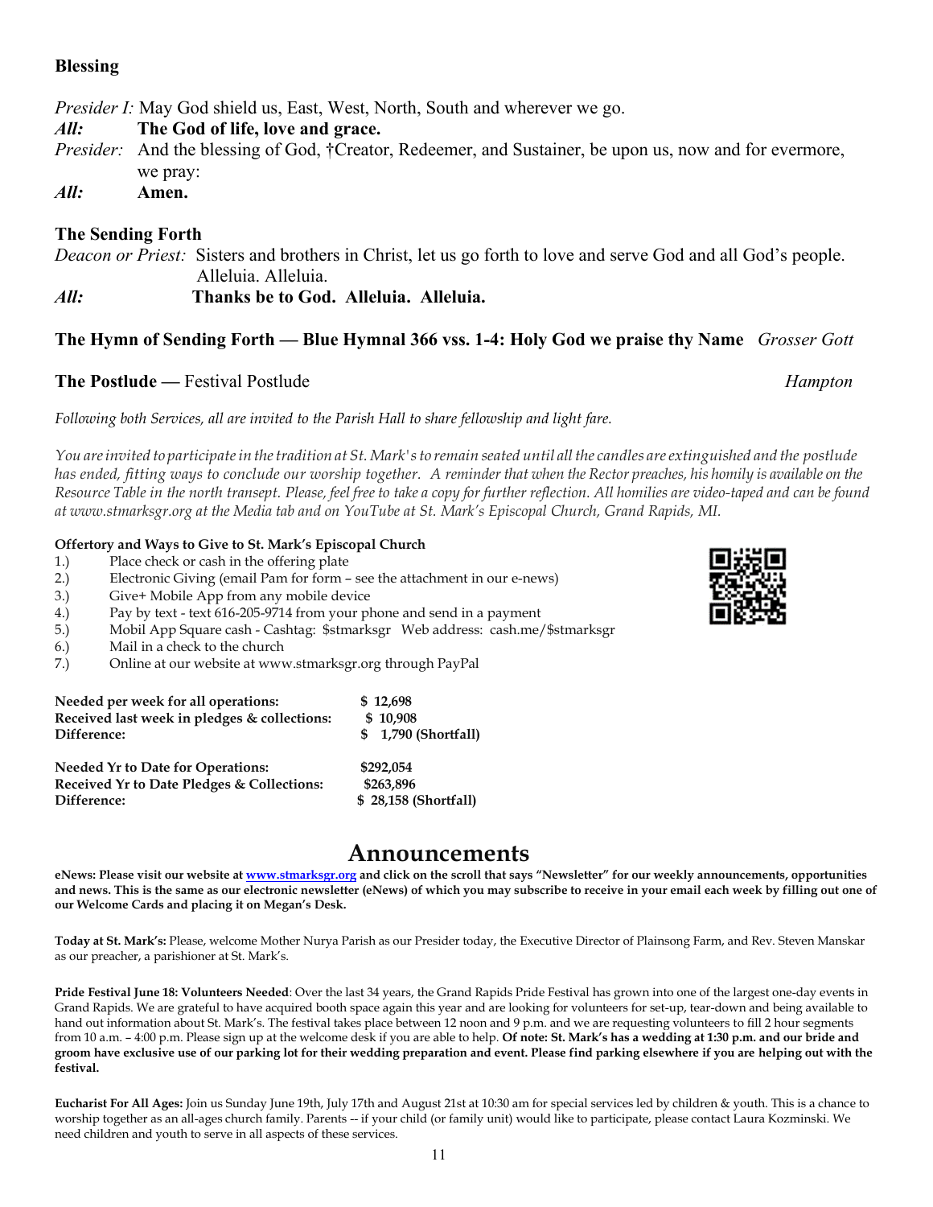**Blessing**

*Presider I:* May God shield us, East, West, North, South and wherever we go.

*All:* **The God of life, love and grace.**

*Presider:* And the blessing of God, †Creator, Redeemer, and Sustainer, be upon us, now and for evermore, we pray:

*All:* **Amen.**

**The Sending Forth**

*Deacon or Priest:* Sisters and brothers in Christ, let us go forth to love and serve God and all God's people. Alleluia. Alleluia.

*All:* **Thanks be to God. Alleluia. Alleluia.**

**The Hymn of Sending Forth — Blue Hymnal 366 vss. 1-4: Holy God we praise thy Name** *Grosser Gott*

**The Postlude —** Festival Postlude *Hampton*

*Following both Services, all are invited to the Parish Hall to share fellowship and light fare.*

*You are invited to participate in the tradition at St. Mark's to remain seated until all the candles are extinguished and the postlude has ended, fitting ways to conclude our worship together. A reminder that when the Rector preaches, his homily is available on the Resource Table in the north transept. Please, feel free to take a copy for further reflection. All homilies are video-taped and can be found at www.stmarksgr.org at the Media tab and on YouTube at St. Mark's Episcopal Church, Grand Rapids, MI.*

**Offertory and Ways to Give to St. Mark's Episcopal Church**

1.) Place check or cash in the offering plate
2.) Electronic Giving (email Pam for form – see the attachment in our e-news)
3.) Give+ Mobile App from any mobile device
4.) Pay by text - text 616-205-9714 from your phone and send in a payment
5.) Mobil App Square cash - Cashtag: $stmarksgr Web address: cash.me/$stmarksgr
6.) Mail in a check to the church
7.) Online at our website at www.stmarksgr.org through PayPal

| | |
|---|---|
| **Needed per week for all operations:** | **$ 12,698** |
| **Received last week in pledges & collections:** | **$ 10,908** |
| **Difference:** | **$ 1,790 (Shortfall)** |
| **Needed Yr to Date for Operations:** | **$292,054** |
| **Received Yr to Date Pledges & Collections:** | **$263,896** |
| **Difference:** | **$ 28,158 (Shortfall)** |

# Announcements

**eNews: Please visit our website at www.stmarksgr.org and click on the scroll that says "Newsletter" for our weekly announcements, opportunities and news. This is the same as our electronic newsletter (eNews) of which you may subscribe to receive in your email each week by filling out one of our Welcome Cards and placing it on Megan's Desk.**

**Today at St. Mark's:** Please, welcome Mother Nurya Parish as our Presider today, the Executive Director of Plainsong Farm, and Rev. Steven Manskar as our preacher, a parishioner at St. Mark's.

**Pride Festival June 18: Volunteers Needed**: Over the last 34 years, the Grand Rapids Pride Festival has grown into one of the largest one-day events in Grand Rapids. We are grateful to have acquired booth space again this year and are looking for volunteers for set-up, tear-down and being available to hand out information about St. Mark's. The festival takes place between 12 noon and 9 p.m. and we are requesting volunteers to fill 2 hour segments from 10 a.m. – 4:00 p.m. Please sign up at the welcome desk if you are able to help. **Of note: St. Mark's has a wedding at 1:30 p.m. and our bride and groom have exclusive use of our parking lot for their wedding preparation and event. Please find parking elsewhere if you are helping out with the festival.**

**Eucharist For All Ages:** Join us Sunday June 19th, July 17th and August 21st at 10:30 am for special services led by children & youth. This is a chance to worship together as an all-ages church family. Parents -- if your child (or family unit) would like to participate, please contact Laura Kozminski. We need children and youth to serve in all aspects of these services.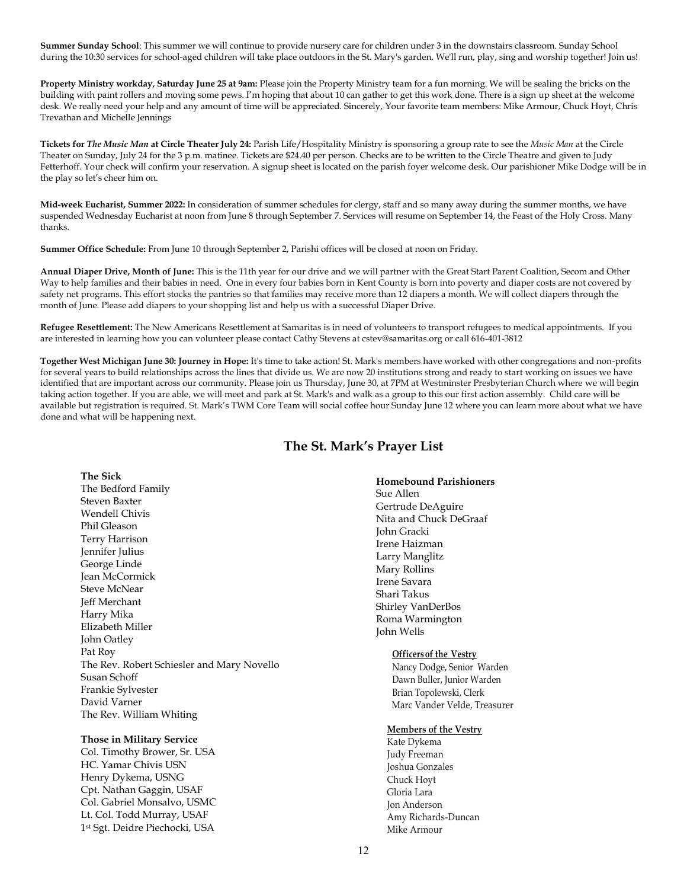**Summer Sunday School**: This summer we will continue to provide nursery care for children under 3 in the downstairs classroom. Sunday School during the 10:30 services for school-aged children will take place outdoors in the St. Mary's garden. We'll run, play, sing and worship together! Join us!

**Property Ministry workday, Saturday June 25 at 9am:** Please join the Property Ministry team for a fun morning. We will be sealing the bricks on the building with paint rollers and moving some pews. I'm hoping that about 10 can gather to get this work done. There is a sign up sheet at the welcome desk. We really need your help and any amount of time will be appreciated. Sincerely, Your favorite team members: Mike Armour, Chuck Hoyt, Chris Trevathan and Michelle Jennings

**Tickets for *The Music Man* at Circle Theater July 24:** Parish Life/Hospitality Ministry is sponsoring a group rate to see the *Music Man* at the Circle Theater on Sunday, July 24 for the 3 p.m. matinee. Tickets are $24.40 per person. Checks are to be written to the Circle Theatre and given to Judy Fetterhoff. Your check will confirm your reservation. A signup sheet is located on the parish foyer welcome desk. Our parishioner Mike Dodge will be in the play so let's cheer him on.

**Mid-week Eucharist, Summer 2022:** In consideration of summer schedules for clergy, staff and so many away during the summer months, we have suspended Wednesday Eucharist at noon from June 8 through September 7. Services will resume on September 14, the Feast of the Holy Cross. Many thanks.

**Summer Office Schedule:** From June 10 through September 2, Parishi offices will be closed at noon on Friday.

**Annual Diaper Drive, Month of June:** This is the 11th year for our drive and we will partner with the Great Start Parent Coalition, Secom and Other Way to help families and their babies in need. One in every four babies born in Kent County is born into poverty and diaper costs are not covered by safety net programs. This effort stocks the pantries so that families may receive more than 12 diapers a month. We will collect diapers through the month of June. Please add diapers to your shopping list and help us with a successful Diaper Drive.

**Refugee Resettlement:** The New Americans Resettlement at Samaritas is in need of volunteers to transport refugees to medical appointments. If you are interested in learning how you can volunteer please contact Cathy Stevens at cstev@samaritas.org or call 616-401-3812

**Together West Michigan June 30: Journey in Hope:** It's time to take action! St. Mark's members have worked with other congregations and non-profits for several years to build relationships across the lines that divide us. We are now 20 institutions strong and ready to start working on issues we have identified that are important across our community. Please join us Thursday, June 30, at 7PM at Westminster Presbyterian Church where we will begin taking action together. If you are able, we will meet and park at St. Mark's and walk as a group to this our first action assembly. Child care will be available but registration is required. St. Mark's TWM Core Team will social coffee hour Sunday June 12 where you can learn more about what we have done and what will be happening next.

## The St. Mark's Prayer List

**The Sick**
The Bedford Family
Steven Baxter
Wendell Chivis
Phil Gleason
Terry Harrison
Jennifer Julius
George Linde
Jean McCormick
Steve McNear
Jeff Merchant
Harry Mika
Elizabeth Miller
John Oatley
Pat Roy
The Rev. Robert Schiesler and Mary Novello
Susan Schoff
Frankie Sylvester
David Varner
The Rev. William Whiting

**Those in Military Service**
Col. Timothy Brower, Sr. USA
HC. Yamar Chivis USN
Henry Dykema, USNG
Cpt. Nathan Gaggin, USAF
Col. Gabriel Monsalvo, USMC
Lt. Col. Todd Murray, USAF
1st Sgt. Deidre Piechocki, USA

**Homebound Parishioners**
Sue Allen
Gertrude DeAguire
Nita and Chuck DeGraaf
John Gracki
Irene Haizman
Larry Manglitz
Mary Rollins
Irene Savara
Shari Takus
Shirley VanDerBos
Roma Warmington
John Wells

**Officers of the Vestry**
Nancy Dodge, Senior Warden
Dawn Buller, Junior Warden
Brian Topolewski, Clerk
Marc Vander Velde, Treasurer

**Members of the Vestry**
Kate Dykema
Judy Freeman
Joshua Gonzales
Chuck Hoyt
Gloria Lara
Jon Anderson
Amy Richards-Duncan
Mike Armour